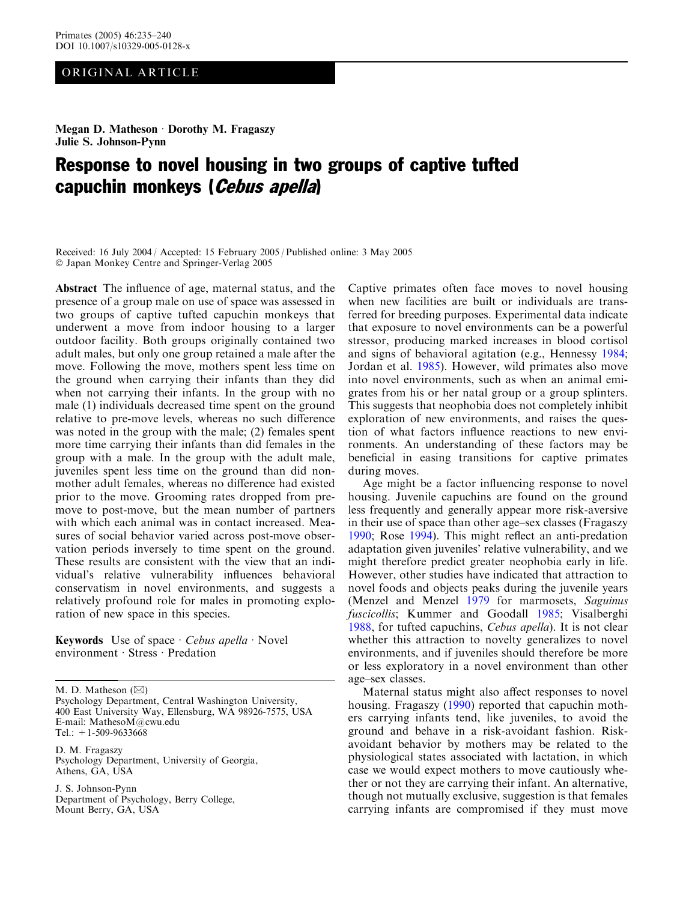ORIGINAL ARTICLE

**Megan D. Matheson · Dorothy M. Fragaszy**
**Julie S. Johnson-Pynn**

# Response to novel housing in two groups of captive tufted capuchin monkeys (*Cebus apella*)

Received: 16 July 2004 / Accepted: 15 February 2005 / Published online: 3 May 2005
© Japan Monkey Centre and Springer-Verlag 2005

**Abstract** The influence of age, maternal status, and the presence of a group male on use of space was assessed in two groups of captive tufted capuchin monkeys that underwent a move from indoor housing to a larger outdoor facility. Both groups originally contained two adult males, but only one group retained a male after the move. Following the move, mothers spent less time on the ground when carrying their infants than they did when not carrying their infants. In the group with no male (1) individuals decreased time spent on the ground relative to pre-move levels, whereas no such difference was noted in the group with the male; (2) females spent more time carrying their infants than did females in the group with a male. In the group with the adult male, juveniles spent less time on the ground than did non-mother adult females, whereas no difference had existed prior to the move. Grooming rates dropped from pre-move to post-move, but the mean number of partners with which each animal was in contact increased. Measures of social behavior varied across post-move observation periods inversely to time spent on the ground. These results are consistent with the view that an individual's relative vulnerability influences behavioral conservatism in novel environments, and suggests a relatively profound role for males in promoting exploration of new space in this species.

**Keywords** Use of space · *Cebus apella* · Novel environment · Stress · Predation

M. D. Matheson (✉)
Psychology Department, Central Washington University,
400 East University Way, Ellensburg, WA 98926-7575, USA
E-mail: MathesoM@cwu.edu
Tel.: +1-509-9633668

D. M. Fragaszy
Psychology Department, University of Georgia,
Athens, GA, USA

J. S. Johnson-Pynn
Department of Psychology, Berry College,
Mount Berry, GA, USA

Captive primates often face moves to novel housing when new facilities are built or individuals are transferred for breeding purposes. Experimental data indicate that exposure to novel environments can be a powerful stressor, producing marked increases in blood cortisol and signs of behavioral agitation (e.g., Hennessy 1984; Jordan et al. 1985). However, wild primates also move into novel environments, such as when an animal emigrates from his or her natal group or a group splinters. This suggests that neophobia does not completely inhibit exploration of new environments, and raises the question of what factors influence reactions to new environments. An understanding of these factors may be beneficial in easing transitions for captive primates during moves.

Age might be a factor influencing response to novel housing. Juvenile capuchins are found on the ground less frequently and generally appear more risk-aversive in their use of space than other age–sex classes (Fragaszy 1990; Rose 1994). This might reflect an anti-predation adaptation given juveniles' relative vulnerability, and we might therefore predict greater neophobia early in life. However, other studies have indicated that attraction to novel foods and objects peaks during the juvenile years (Menzel and Menzel 1979 for marmosets, *Saguinus fuscicollis*; Kummer and Goodall 1985; Visalberghi 1988, for tufted capuchins, *Cebus apella*). It is not clear whether this attraction to novelty generalizes to novel environments, and if juveniles should therefore be more or less exploratory in a novel environment than other age–sex classes.

Maternal status might also affect responses to novel housing. Fragaszy (1990) reported that capuchin mothers carrying infants tend, like juveniles, to avoid the ground and behave in a risk-avoidant fashion. Risk-avoidant behavior by mothers may be related to the physiological states associated with lactation, in which case we would expect mothers to move cautiously whether or not they are carrying their infant. An alternative, though not mutually exclusive, suggestion is that females carrying infants are compromised if they must move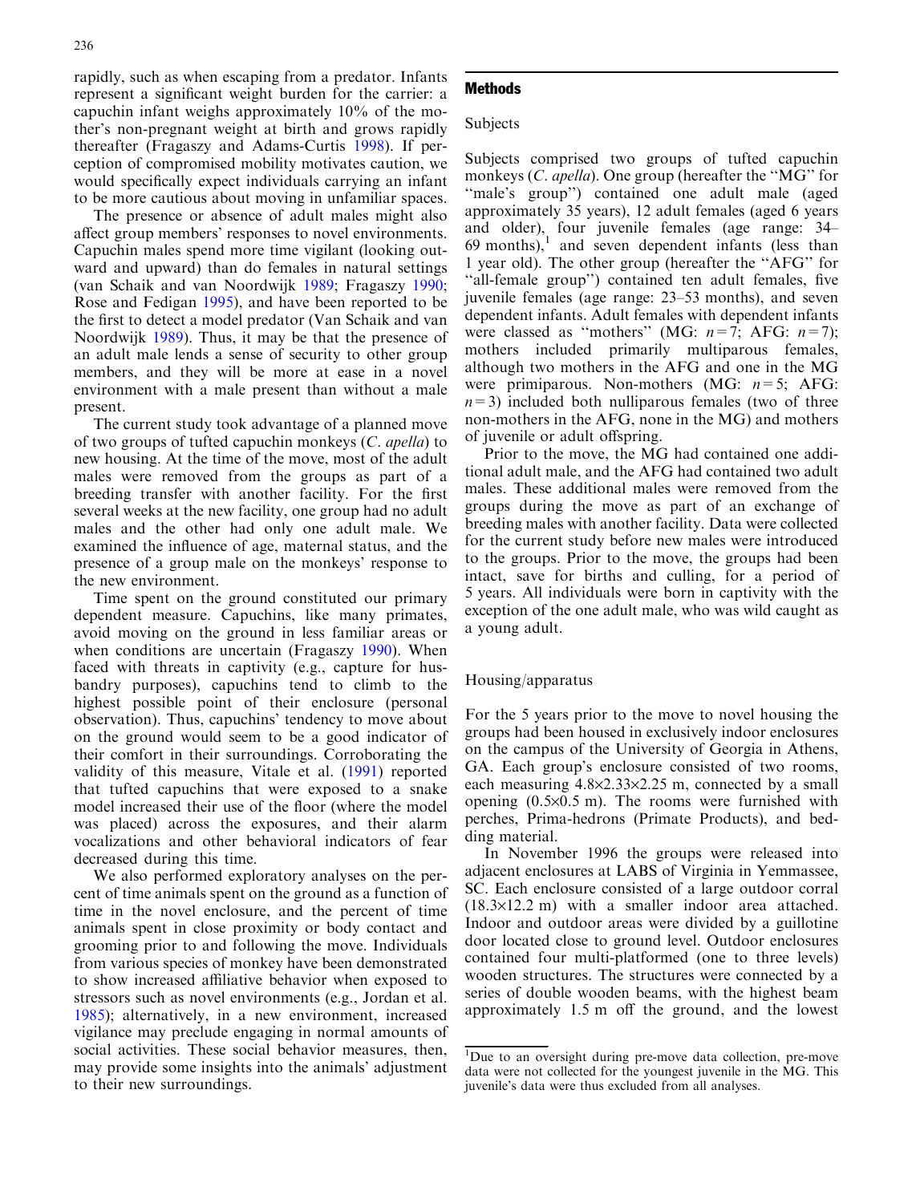rapidly, such as when escaping from a predator. Infants represent a significant weight burden for the carrier: a capuchin infant weighs approximately 10% of the mother's non-pregnant weight at birth and grows rapidly thereafter (Fragaszy and Adams-Curtis 1998). If perception of compromised mobility motivates caution, we would specifically expect individuals carrying an infant to be more cautious about moving in unfamiliar spaces.

The presence or absence of adult males might also affect group members' responses to novel environments. Capuchin males spend more time vigilant (looking outward and upward) than do females in natural settings (van Schaik and van Noordwijk 1989; Fragaszy 1990; Rose and Fedigan 1995), and have been reported to be the first to detect a model predator (Van Schaik and van Noordwijk 1989). Thus, it may be that the presence of an adult male lends a sense of security to other group members, and they will be more at ease in a novel environment with a male present than without a male present.

The current study took advantage of a planned move of two groups of tufted capuchin monkeys (*C. apella*) to new housing. At the time of the move, most of the adult males were removed from the groups as part of a breeding transfer with another facility. For the first several weeks at the new facility, one group had no adult males and the other had only one adult male. We examined the influence of age, maternal status, and the presence of a group male on the monkeys' response to the new environment.

Time spent on the ground constituted our primary dependent measure. Capuchins, like many primates, avoid moving on the ground in less familiar areas or when conditions are uncertain (Fragaszy 1990). When faced with threats in captivity (e.g., capture for husbandry purposes), capuchins tend to climb to the highest possible point of their enclosure (personal observation). Thus, capuchins' tendency to move about on the ground would seem to be a good indicator of their comfort in their surroundings. Corroborating the validity of this measure, Vitale et al. (1991) reported that tufted capuchins that were exposed to a snake model increased their use of the floor (where the model was placed) across the exposures, and their alarm vocalizations and other behavioral indicators of fear decreased during this time.

We also performed exploratory analyses on the percent of time animals spent on the ground as a function of time in the novel enclosure, and the percent of time animals spent in close proximity or body contact and grooming prior to and following the move. Individuals from various species of monkey have been demonstrated to show increased affiliative behavior when exposed to stressors such as novel environments (e.g., Jordan et al. 1985); alternatively, in a new environment, increased vigilance may preclude engaging in normal amounts of social activities. These social behavior measures, then, may provide some insights into the animals' adjustment to their new surroundings.

## Methods

### Subjects

Subjects comprised two groups of tufted capuchin monkeys (*C. apella*). One group (hereafter the "MG" for "male's group") contained one adult male (aged approximately 35 years), 12 adult females (aged 6 years and older), four juvenile females (age range: 34–69 months),[1] and seven dependent infants (less than 1 year old). The other group (hereafter the "AFG" for "all-female group") contained ten adult females, five juvenile females (age range: 23–53 months), and seven dependent infants. Adult females with dependent infants were classed as "mothers" (MG: $n=7$; AFG: $n=7$); mothers included primarily multiparous females, although two mothers in the AFG and one in the MG were primiparous. Non-mothers (MG: $n=5$; AFG: $n=3$) included both nulliparous females (two of three non-mothers in the AFG, none in the MG) and mothers of juvenile or adult offspring.

Prior to the move, the MG had contained one additional adult male, and the AFG had contained two adult males. These additional males were removed from the groups during the move as part of an exchange of breeding males with another facility. Data were collected for the current study before new males were introduced to the groups. Prior to the move, the groups had been intact, save for births and culling, for a period of 5 years. All individuals were born in captivity with the exception of the one adult male, who was wild caught as a young adult.

### Housing/apparatus

For the 5 years prior to the move to novel housing the groups had been housed in exclusively indoor enclosures on the campus of the University of Georgia in Athens, GA. Each group's enclosure consisted of two rooms, each measuring 4.8×2.33×2.25 m, connected by a small opening (0.5×0.5 m). The rooms were furnished with perches, Prima-hedrons (Primate Products), and bedding material.

In November 1996 the groups were released into adjacent enclosures at LABS of Virginia in Yemmassee, SC. Each enclosure consisted of a large outdoor corral (18.3×12.2 m) with a smaller indoor area attached. Indoor and outdoor areas were divided by a guillotine door located close to ground level. Outdoor enclosures contained four multi-platformed (one to three levels) wooden structures. The structures were connected by a series of double wooden beams, with the highest beam approximately 1.5 m off the ground, and the lowest

[1] Due to an oversight during pre-move data collection, pre-move data were not collected for the youngest juvenile in the MG. This juvenile's data were thus excluded from all analyses.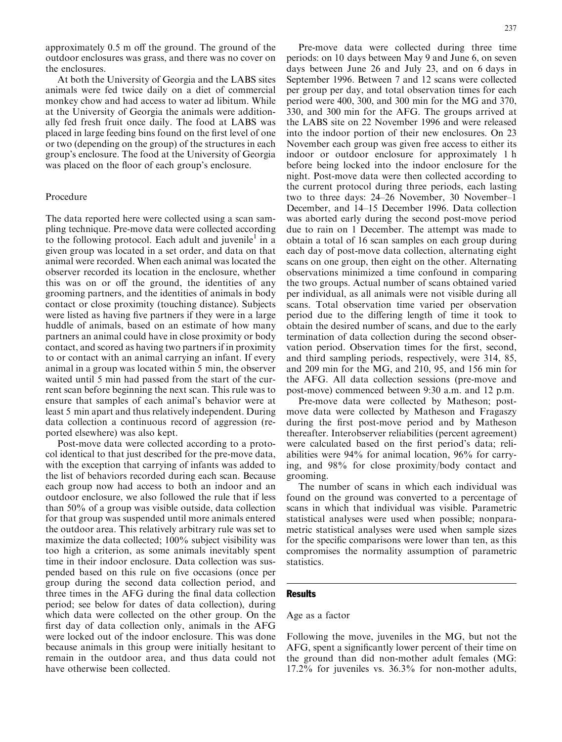approximately 0.5 m off the ground. The ground of the outdoor enclosures was grass, and there was no cover on the enclosures.

At both the University of Georgia and the LABS sites animals were fed twice daily on a diet of commercial monkey chow and had access to water ad libitum. While at the University of Georgia the animals were additionally fed fresh fruit once daily. The food at LABS was placed in large feeding bins found on the first level of one or two (depending on the group) of the structures in each group's enclosure. The food at the University of Georgia was placed on the floor of each group's enclosure.

### Procedure

The data reported here were collected using a scan sampling technique. Pre-move data were collected according to the following protocol. Each adult and juvenile[1] in a given group was located in a set order, and data on that animal were recorded. When each animal was located the observer recorded its location in the enclosure, whether this was on or off the ground, the identities of any grooming partners, and the identities of animals in body contact or close proximity (touching distance). Subjects were listed as having five partners if they were in a large huddle of animals, based on an estimate of how many partners an animal could have in close proximity or body contact, and scored as having two partners if in proximity to or contact with an animal carrying an infant. If every animal in a group was located within 5 min, the observer waited until 5 min had passed from the start of the current scan before beginning the next scan. This rule was to ensure that samples of each animal's behavior were at least 5 min apart and thus relatively independent. During data collection a continuous record of aggression (reported elsewhere) was also kept.

Post-move data were collected according to a protocol identical to that just described for the pre-move data, with the exception that carrying of infants was added to the list of behaviors recorded during each scan. Because each group now had access to both an indoor and an outdoor enclosure, we also followed the rule that if less than 50% of a group was visible outside, data collection for that group was suspended until more animals entered the outdoor area. This relatively arbitrary rule was set to maximize the data collected; 100% subject visibility was too high a criterion, as some animals inevitably spent time in their indoor enclosure. Data collection was suspended based on this rule on five occasions (once per group during the second data collection period, and three times in the AFG during the final data collection period; see below for dates of data collection), during which data were collected on the other group. On the first day of data collection only, animals in the AFG were locked out of the indoor enclosure. This was done because animals in this group were initially hesitant to remain in the outdoor area, and thus data could not have otherwise been collected.

Pre-move data were collected during three time periods: on 10 days between May 9 and June 6, on seven days between June 26 and July 23, and on 6 days in September 1996. Between 7 and 12 scans were collected per group per day, and total observation times for each period were 400, 300, and 300 min for the MG and 370, 330, and 300 min for the AFG. The groups arrived at the LABS site on 22 November 1996 and were released into the indoor portion of their new enclosures. On 23 November each group was given free access to either its indoor or outdoor enclosure for approximately 1 h before being locked into the indoor enclosure for the night. Post-move data were then collected according to the current protocol during three periods, each lasting two to three days: 24–26 November, 30 November–1 December, and 14–15 December 1996. Data collection was aborted early during the second post-move period due to rain on 1 December. The attempt was made to obtain a total of 16 scan samples on each group during each day of post-move data collection, alternating eight scans on one group, then eight on the other. Alternating observations minimized a time confound in comparing the two groups. Actual number of scans obtained varied per individual, as all animals were not visible during all scans. Total observation time varied per observation period due to the differing length of time it took to obtain the desired number of scans, and due to the early termination of data collection during the second observation period. Observation times for the first, second, and third sampling periods, respectively, were 314, 85, and 209 min for the MG, and 210, 95, and 156 min for the AFG. All data collection sessions (pre-move and post-move) commenced between 9:30 a.m. and 12 p.m.

Pre-move data were collected by Matheson; post-move data were collected by Matheson and Fragaszy during the first post-move period and by Matheson thereafter. Interobserver reliabilities (percent agreement) were calculated based on the first period's data; reliabilities were 94% for animal location, 96% for carrying, and 98% for close proximity/body contact and grooming.

The number of scans in which each individual was found on the ground was converted to a percentage of scans in which that individual was visible. Parametric statistical analyses were used when possible; nonparametric statistical analyses were used when sample sizes for the specific comparisons were lower than ten, as this compromises the normality assumption of parametric statistics.

## Results

### Age as a factor

Following the move, juveniles in the MG, but not the AFG, spent a significantly lower percent of their time on the ground than did non-mother adult females (MG: 17.2% for juveniles vs. 36.3% for non-mother adults,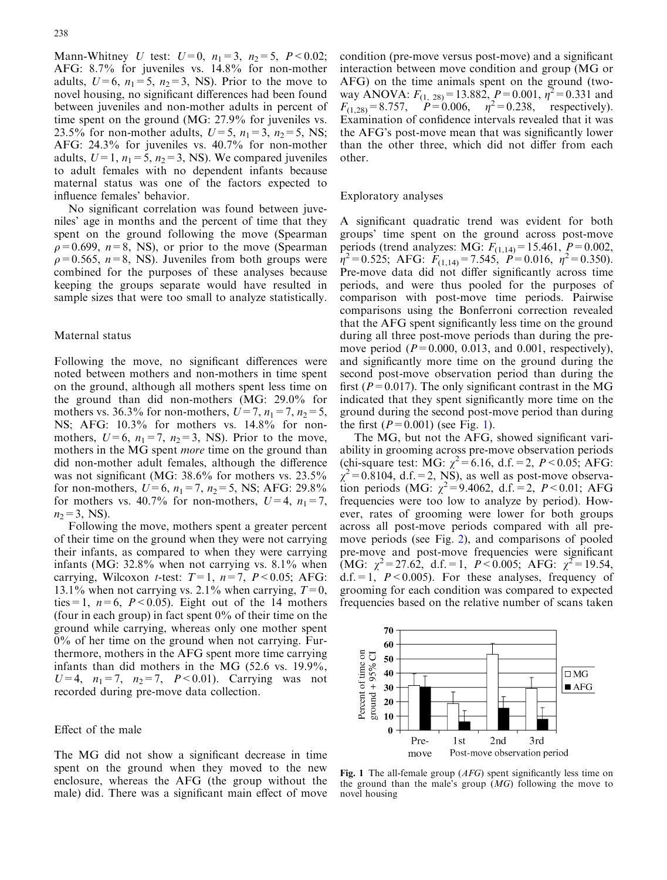Mann-Whitney *U* test: $U = 0$, $n_1 = 3$, $n_2 = 5$, $P < 0.02$; AFG: 8.7% for juveniles vs. 14.8% for non-mother adults, $U = 6$, $n_1 = 5$, $n_2 = 3$, NS). Prior to the move to novel housing, no significant differences had been found between juveniles and non-mother adults in percent of time spent on the ground (MG: 27.9% for juveniles vs. 23.5% for non-mother adults, $U = 5$, $n_1 = 3$, $n_2 = 5$, NS; AFG: 24.3% for juveniles vs. 40.7% for non-mother adults, $U = 1$, $n_1 = 5$, $n_2 = 3$, NS). We compared juveniles to adult females with no dependent infants because maternal status was one of the factors expected to influence females' behavior.

No significant correlation was found between juveniles' age in months and the percent of time that they spent on the ground following the move (Spearman $\rho = 0.699$, $n = 8$, NS), or prior to the move (Spearman $\rho = 0.565$, $n = 8$, NS). Juveniles from both groups were combined for the purposes of these analyses because keeping the groups separate would have resulted in sample sizes that were too small to analyze statistically.

## Maternal status

Following the move, no significant differences were noted between mothers and non-mothers in time spent on the ground, although all mothers spent less time on the ground than did non-mothers (MG: 29.0% for mothers vs. 36.3% for non-mothers, $U = 7$, $n_1 = 7$, $n_2 = 5$, NS; AFG: 10.3% for mothers vs. 14.8% for non-mothers, $U = 6$, $n_1 = 7$, $n_2 = 3$, NS). Prior to the move, mothers in the MG spent *more* time on the ground than did non-mother adult females, although the difference was not significant (MG: 38.6% for mothers vs. 23.5% for non-mothers, $U = 6$, $n_1 = 7$, $n_2 = 5$, NS; AFG: 29.8% for mothers vs. 40.7% for non-mothers, $U = 4$, $n_1 = 7$, $n_2 = 3$, NS).

Following the move, mothers spent a greater percent of their time on the ground when they were not carrying their infants, as compared to when they were carrying infants (MG: 32.8% when not carrying vs. 8.1% when carrying, Wilcoxon *t*-test: $T = 1$, $n = 7$, $P < 0.05$; AFG: 13.1% when not carrying vs. 2.1% when carrying, $T = 0$, ties = 1, $n = 6$, $P < 0.05$). Eight out of the 14 mothers (four in each group) in fact spent 0% of their time on the ground while carrying, whereas only one mother spent 0% of her time on the ground when not carrying. Furthermore, mothers in the AFG spent more time carrying infants than did mothers in the MG (52.6 vs. 19.9%, $U = 4$, $n_1 = 7$, $n_2 = 7$, $P < 0.01$). Carrying was not recorded during pre-move data collection.

## Effect of the male

The MG did not show a significant decrease in time spent on the ground when they moved to the new enclosure, whereas the AFG (the group without the male) did. There was a significant main effect of move condition (pre-move versus post-move) and a significant interaction between move condition and group (MG or AFG) on the time animals spent on the ground (two-way ANOVA: $F_{(1, 28)} = 13.882$, $P = 0.001$, $\eta^2 = 0.331$ and $F_{(1,28)} = 8.757$, $P = 0.006$, $\eta^2 = 0.238$, respectively). Examination of confidence intervals revealed that it was the AFG's post-move mean that was significantly lower than the other three, which did not differ from each other.

## Exploratory analyses

A significant quadratic trend was evident for both groups' time spent on the ground across post-move periods (trend analyzes: MG: $F_{(1,14)} = 15.461$, $P = 0.002$, $\eta^2 = 0.525$; AFG: $F_{(1,14)} = 7.545$, $P = 0.016$, $\eta^2 = 0.350$). Pre-move data did not differ significantly across time periods, and were thus pooled for the purposes of comparison with post-move time periods. Pairwise comparisons using the Bonferroni correction revealed that the AFG spent significantly less time on the ground during all three post-move periods than during the pre-move period ($P = 0.000$, 0.013, and 0.001, respectively), and significantly more time on the ground during the second post-move observation period than during the first ($P = 0.017$). The only significant contrast in the MG indicated that they spent significantly more time on the ground during the second post-move period than during the first ($P = 0.001$) (see Fig. 1).

The MG, but not the AFG, showed significant variability in grooming across pre-move observation periods (chi-square test: MG: $\chi^2 = 6.16$, d.f. = 2, $P < 0.05$; AFG: $\chi^2 = 0.8104$, d.f. = 2, NS), as well as post-move observation periods (MG: $\chi^2 = 9.4062$, d.f. = 2, $P < 0.01$; AFG frequencies were too low to analyze by period). However, rates of grooming were lower for both groups across all post-move periods compared with all pre-move periods (see Fig. 2), and comparisons of pooled pre-move and post-move frequencies were significant (MG: $\chi^2 = 27.62$, d.f. = 1, $P < 0.005$; AFG: $\chi^2 = 19.54$, d.f. = 1, $P < 0.005$). For these analyses, frequency of grooming for each condition was compared to expected frequencies based on the relative number of scans taken

**Fig. 1** The all-female group (*AFG*) spent significantly less time on the ground than the male's group (*MG*) following the move to novel housing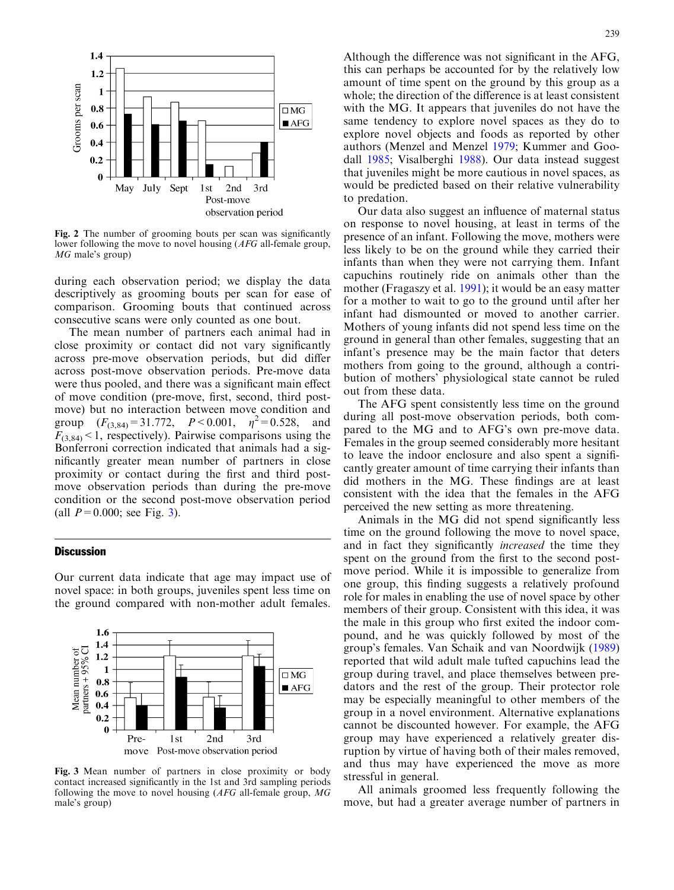1.4
1.2
1
0.8
0.6
0.4
0.2
0
Grooms per scan
May July Sept 1st 2nd 3rd
Post-move
observation period
□ MG
■ AFG

**Fig. 2** The number of grooming bouts per scan was significantly lower following the move to novel housing (*AFG* all-female group, *MG* male's group)

during each observation period; we display the data descriptively as grooming bouts per scan for ease of comparison. Grooming bouts that continued across consecutive scans were only counted as one bout.

The mean number of partners each animal had in close proximity or contact did not vary significantly across pre-move observation periods, but did differ across post-move observation periods. Pre-move data were thus pooled, and there was a significant main effect of move condition (pre-move, first, second, third post-move) but no interaction between move condition and group ($F_{(3,84)} = 31.772$, $P < 0.001$, $\eta^2 = 0.528$, and $F_{(3,84)} < 1$, respectively). Pairwise comparisons using the Bonferroni correction indicated that animals had a significantly greater mean number of partners in close proximity or contact during the first and third post-move observation periods than during the pre-move condition or the second post-move observation period (all $P = 0.000$; see Fig. 3).

## Discussion

Our current data indicate that age may impact use of novel space: in both groups, juveniles spent less time on the ground compared with non-mother adult females.

1.6
1.4
1.2
1
0.8
0.6
0.4
0.2
0
Mean number of partners + 95% CI
Pre-move 1st 2nd 3rd
Post-move observation period
□ MG
■ AFG

**Fig. 3** Mean number of partners in close proximity or body contact increased significantly in the 1st and 3rd sampling periods following the move to novel housing (*AFG* all-female group, *MG* male's group)

Although the difference was not significant in the AFG, this can perhaps be accounted for by the relatively low amount of time spent on the ground by this group as a whole; the direction of the difference is at least consistent with the MG. It appears that juveniles do not have the same tendency to explore novel spaces as they do to explore novel objects and foods as reported by other authors (Menzel and Menzel 1979; Kummer and Goodall 1985; Visalberghi 1988). Our data instead suggest that juveniles might be more cautious in novel spaces, as would be predicted based on their relative vulnerability to predation.

Our data also suggest an influence of maternal status on response to novel housing, at least in terms of the presence of an infant. Following the move, mothers were less likely to be on the ground while they carried their infants than when they were not carrying them. Infant capuchins routinely ride on animals other than the mother (Fragaszy et al. 1991); it would be an easy matter for a mother to wait to go to the ground until after her infant had dismounted or moved to another carrier. Mothers of young infants did not spend less time on the ground in general than other females, suggesting that an infant's presence may be the main factor that deters mothers from going to the ground, although a contribution of mothers' physiological state cannot be ruled out from these data.

The AFG spent consistently less time on the ground during all post-move observation periods, both compared to the MG and to AFG's own pre-move data. Females in the group seemed considerably more hesitant to leave the indoor enclosure and also spent a significantly greater amount of time carrying their infants than did mothers in the MG. These findings are at least consistent with the idea that the females in the AFG perceived the new setting as more threatening.

Animals in the MG did not spend significantly less time on the ground following the move to novel space, and in fact they significantly *increased* the time they spent on the ground from the first to the second post-move period. While it is impossible to generalize from one group, this finding suggests a relatively profound role for males in enabling the use of novel space by other members of their group. Consistent with this idea, it was the male in this group who first exited the indoor compound, and he was quickly followed by most of the group's females. Van Schaik and van Noordwijk (1989) reported that wild adult male tufted capuchins lead the group during travel, and place themselves between predators and the rest of the group. Their protector role may be especially meaningful to other members of the group in a novel environment. Alternative explanations cannot be discounted however. For example, the AFG group may have experienced a relatively greater disruption by virtue of having both of their males removed, and thus may have experienced the move as more stressful in general.

All animals groomed less frequently following the move, but had a greater average number of partners in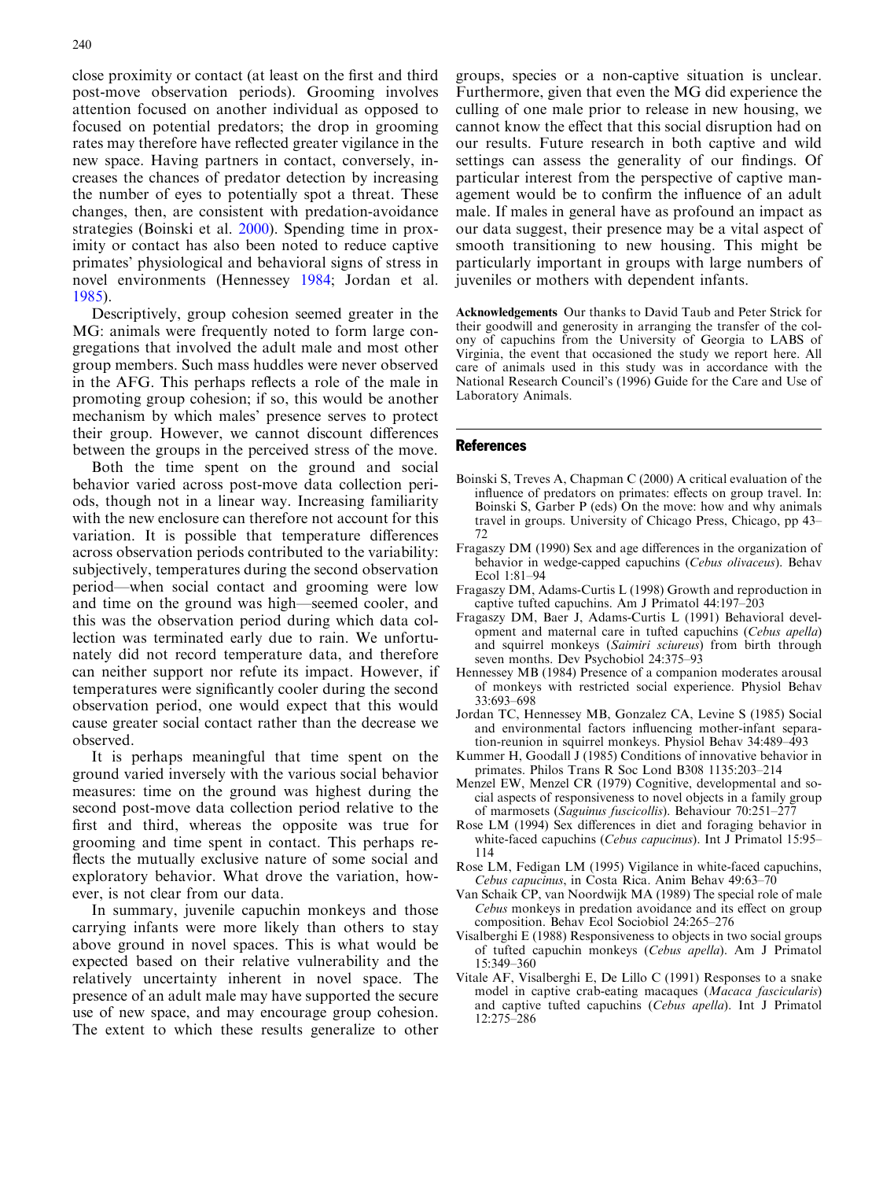close proximity or contact (at least on the first and third post-move observation periods). Grooming involves attention focused on another individual as opposed to focused on potential predators; the drop in grooming rates may therefore have reflected greater vigilance in the new space. Having partners in contact, conversely, increases the chances of predator detection by increasing the number of eyes to potentially spot a threat. These changes, then, are consistent with predation-avoidance strategies (Boinski et al. 2000). Spending time in proximity or contact has also been noted to reduce captive primates' physiological and behavioral signs of stress in novel environments (Hennessey 1984; Jordan et al. 1985).

Descriptively, group cohesion seemed greater in the MG: animals were frequently noted to form large congregations that involved the adult male and most other group members. Such mass huddles were never observed in the AFG. This perhaps reflects a role of the male in promoting group cohesion; if so, this would be another mechanism by which males' presence serves to protect their group. However, we cannot discount differences between the groups in the perceived stress of the move.

Both the time spent on the ground and social behavior varied across post-move data collection periods, though not in a linear way. Increasing familiarity with the new enclosure can therefore not account for this variation. It is possible that temperature differences across observation periods contributed to the variability: subjectively, temperatures during the second observation period—when social contact and grooming were low and time on the ground was high—seemed cooler, and this was the observation period during which data collection was terminated early due to rain. We unfortunately did not record temperature data, and therefore can neither support nor refute its impact. However, if temperatures were significantly cooler during the second observation period, one would expect that this would cause greater social contact rather than the decrease we observed.

It is perhaps meaningful that time spent on the ground varied inversely with the various social behavior measures: time on the ground was highest during the second post-move data collection period relative to the first and third, whereas the opposite was true for grooming and time spent in contact. This perhaps reflects the mutually exclusive nature of some social and exploratory behavior. What drove the variation, however, is not clear from our data.

In summary, juvenile capuchin monkeys and those carrying infants were more likely than others to stay above ground in novel spaces. This is what would be expected based on their relative vulnerability and the relatively uncertainty inherent in novel space. The presence of an adult male may have supported the secure use of new space, and may encourage group cohesion. The extent to which these results generalize to other groups, species or a non-captive situation is unclear. Furthermore, given that even the MG did experience the culling of one male prior to release in new housing, we cannot know the effect that this social disruption had on our results. Future research in both captive and wild settings can assess the generality of our findings. Of particular interest from the perspective of captive management would be to confirm the influence of an adult male. If males in general have as profound an impact as our data suggest, their presence may be a vital aspect of smooth transitioning to new housing. This might be particularly important in groups with large numbers of juveniles or mothers with dependent infants.

**Acknowledgements** Our thanks to David Taub and Peter Strick for their goodwill and generosity in arranging the transfer of the colony of capuchins from the University of Georgia to LABS of Virginia, the event that occasioned the study we report here. All care of animals used in this study was in accordance with the National Research Council's (1996) Guide for the Care and Use of Laboratory Animals.

## References

- Boinski S, Treves A, Chapman C (2000) A critical evaluation of the influence of predators on primates: effects on group travel. In: Boinski S, Garber P (eds) On the move: how and why animals travel in groups. University of Chicago Press, Chicago, pp 43–72
- Fragaszy DM (1990) Sex and age differences in the organization of behavior in wedge-capped capuchins (*Cebus olivaceus*). Behav Ecol 1:81–94
- Fragaszy DM, Adams-Curtis L (1998) Growth and reproduction in captive tufted capuchins. Am J Primatol 44:197–203
- Fragaszy DM, Baer J, Adams-Curtis L (1991) Behavioral development and maternal care in tufted capuchins (*Cebus apella*) and squirrel monkeys (*Saimiri sciureus*) from birth through seven months. Dev Psychobiol 24:375–93
- Hennessey MB (1984) Presence of a companion moderates arousal of monkeys with restricted social experience. Physiol Behav 33:693–698
- Jordan TC, Hennessey MB, Gonzalez CA, Levine S (1985) Social and environmental factors influencing mother-infant separation-reunion in squirrel monkeys. Physiol Behav 34:489–493
- Kummer H, Goodall J (1985) Conditions of innovative behavior in primates. Philos Trans R Soc Lond B308 1135:203–214
- Menzel EW, Menzel CR (1979) Cognitive, developmental and social aspects of responsiveness to novel objects in a family group of marmosets (*Saguinus fuscicollis*). Behaviour 70:251–277
- Rose LM (1994) Sex differences in diet and foraging behavior in white-faced capuchins (*Cebus capucinus*). Int J Primatol 15:95–114
- Rose LM, Fedigan LM (1995) Vigilance in white-faced capuchins, *Cebus capucinus*, in Costa Rica. Anim Behav 49:63–70
- Van Schaik CP, van Noordwijk MA (1989) The special role of male *Cebus* monkeys in predation avoidance and its effect on group composition. Behav Ecol Sociobiol 24:265–276
- Visalberghi E (1988) Responsiveness to objects in two social groups of tufted capuchin monkeys (*Cebus apella*). Am J Primatol 15:349–360
- Vitale AF, Visalberghi E, De Lillo C (1991) Responses to a snake model in captive crab-eating macaques (*Macaca fascicularis*) and captive tufted capuchins (*Cebus apella*). Int J Primatol 12:275–286